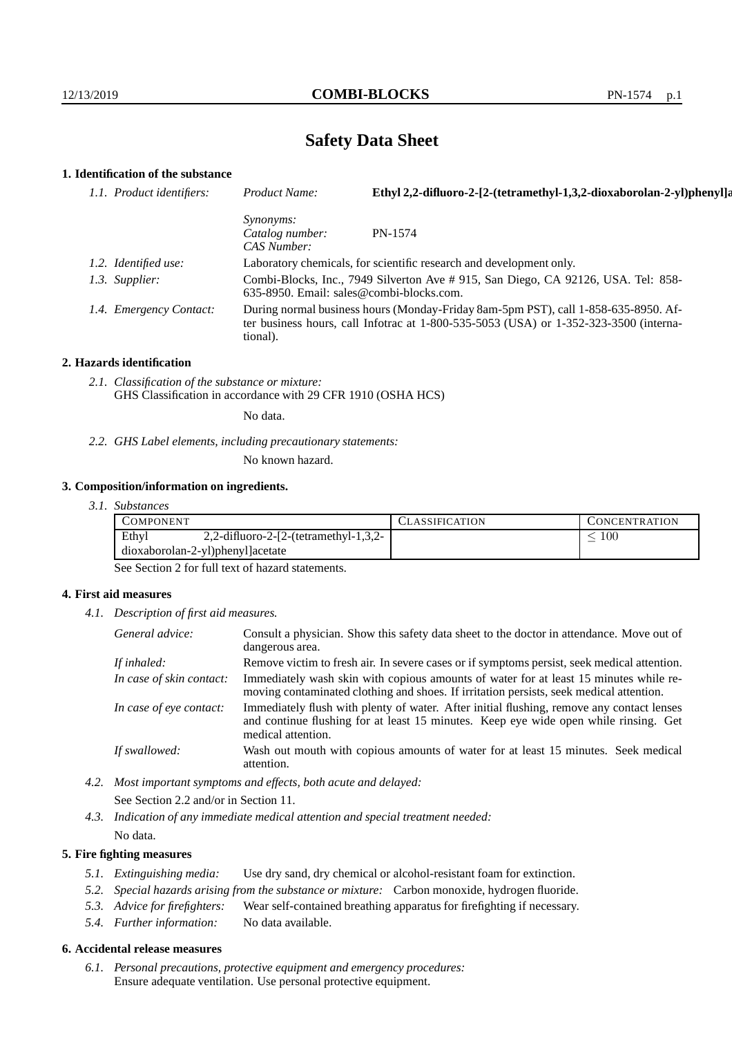# Safety Data Sheet

## 1. Identification of the substance

*1.1. Product identifiers:* *Product Name:* **Ethyl 2,2-difluoro-2-[2-(tetramethyl-1,3,2-dioxaborolan-2-yl)phenyl]a**

*Synonyms:*
*Catalog number:* PN-1574
*CAS Number:*

*1.2. Identified use:* Laboratory chemicals, for scientific research and development only.

*1.3. Supplier:* Combi-Blocks, Inc., 7949 Silverton Ave # 915, San Diego, CA 92126, USA. Tel: 858-635-8950. Email: sales@combi-blocks.com.

*1.4. Emergency Contact:* During normal business hours (Monday-Friday 8am-5pm PST), call 1-858-635-8950. After business hours, call Infotrac at 1-800-535-5053 (USA) or 1-352-323-3500 (international).

## 2. Hazards identification

*2.1. Classification of the substance or mixture:*
GHS Classification in accordance with 29 CFR 1910 (OSHA HCS)

No data.

*2.2. GHS Label elements, including precautionary statements:*

No known hazard.

## 3. Composition/information on ingredients.

*3.1. Substances*

| Component | Classification | Concentration |
|---|---|---|
| Ethyl 2,2-difluoro-2-[2-(tetramethyl-1,3,2-dioxaborolan-2-yl)phenyl]acetate | | $\leq 100$ |

See Section 2 for full text of hazard statements.

## 4. First aid measures

*4.1. Description of first aid measures.*

*General advice:* Consult a physician. Show this safety data sheet to the doctor in attendance. Move out of dangerous area.

*If inhaled:* Remove victim to fresh air. In severe cases or if symptoms persist, seek medical attention.

*In case of skin contact:* Immediately wash skin with copious amounts of water for at least 15 minutes while removing contaminated clothing and shoes. If irritation persists, seek medical attention.

*In case of eye contact:* Immediately flush with plenty of water. After initial flushing, remove any contact lenses and continue flushing for at least 15 minutes. Keep eye wide open while rinsing. Get medical attention.

*If swallowed:* Wash out mouth with copious amounts of water for at least 15 minutes. Seek medical attention.

*4.2. Most important symptoms and effects, both acute and delayed:*

See Section 2.2 and/or in Section 11.

*4.3. Indication of any immediate medical attention and special treatment needed:*

No data.

## 5. Fire fighting measures

*5.1. Extinguishing media:* Use dry sand, dry chemical or alcohol-resistant foam for extinction.

*5.2. Special hazards arising from the substance or mixture:* Carbon monoxide, hydrogen fluoride.

*5.3. Advice for firefighters:* Wear self-contained breathing apparatus for firefighting if necessary.

*5.4. Further information:* No data available.

## 6. Accidental release measures

*6.1. Personal precautions, protective equipment and emergency procedures:*
Ensure adequate ventilation. Use personal protective equipment.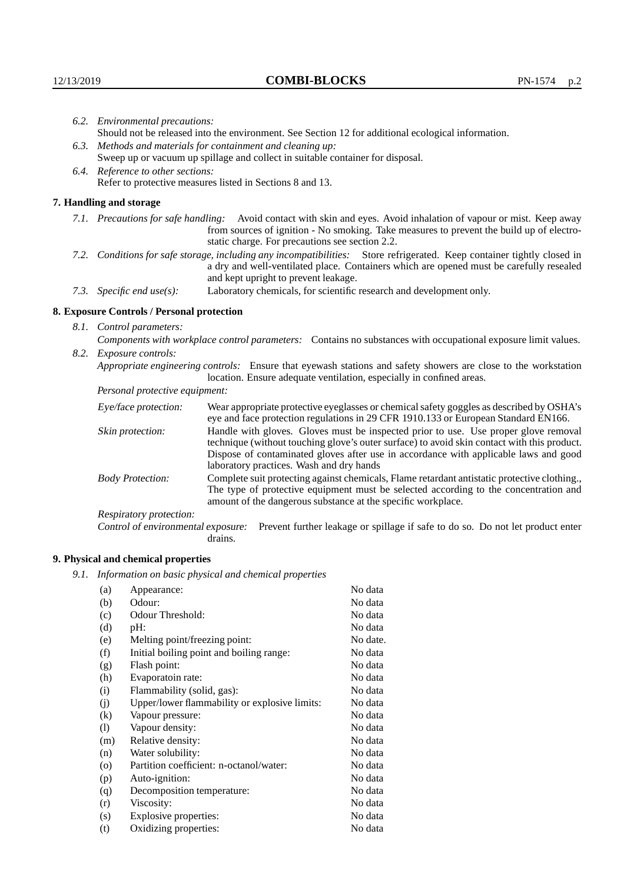*6.2. Environmental precautions:*
Should not be released into the environment. See Section 12 for additional ecological information.

*6.3. Methods and materials for containment and cleaning up:*
Sweep up or vacuum up spillage and collect in suitable container for disposal.

*6.4. Reference to other sections:*
Refer to protective measures listed in Sections 8 and 13.

## 7. Handling and storage

*7.1. Precautions for safe handling:* Avoid contact with skin and eyes. Avoid inhalation of vapour or mist. Keep away from sources of ignition - No smoking. Take measures to prevent the build up of electrostatic charge. For precautions see section 2.2.

*7.2. Conditions for safe storage, including any incompatibilities:* Store refrigerated. Keep container tightly closed in a dry and well-ventilated place. Containers which are opened must be carefully resealed and kept upright to prevent leakage.

*7.3. Specific end use(s):* Laboratory chemicals, for scientific research and development only.

## 8. Exposure Controls / Personal protection

*8.1. Control parameters:*
*Components with workplace control parameters:* Contains no substances with occupational exposure limit values.

*8.2. Exposure controls:*
*Appropriate engineering controls:* Ensure that eyewash stations and safety showers are close to the workstation location. Ensure adequate ventilation, especially in confined areas.

*Personal protective equipment:*

*Eye/face protection:* Wear appropriate protective eyeglasses or chemical safety goggles as described by OSHA's eye and face protection regulations in 29 CFR 1910.133 or European Standard EN166.

*Skin protection:* Handle with gloves. Gloves must be inspected prior to use. Use proper glove removal technique (without touching glove's outer surface) to avoid skin contact with this product. Dispose of contaminated gloves after use in accordance with applicable laws and good laboratory practices. Wash and dry hands

*Body Protection:* Complete suit protecting against chemicals, Flame retardant antistatic protective clothing., The type of protective equipment must be selected according to the concentration and amount of the dangerous substance at the specific workplace.

*Respiratory protection:*

*Control of environmental exposure:* Prevent further leakage or spillage if safe to do so. Do not let product enter drains.

## 9. Physical and chemical properties

*9.1. Information on basic physical and chemical properties*

| | | |
|---|---|---|
| (a) | Appearance: | No data |
| (b) | Odour: | No data |
| (c) | Odour Threshold: | No data |
| (d) | pH: | No data |
| (e) | Melting point/freezing point: | No date. |
| (f) | Initial boiling point and boiling range: | No data |
| (g) | Flash point: | No data |
| (h) | Evaporatoin rate: | No data |
| (i) | Flammability (solid, gas): | No data |
| (j) | Upper/lower flammability or explosive limits: | No data |
| (k) | Vapour pressure: | No data |
| (l) | Vapour density: | No data |
| (m) | Relative density: | No data |
| (n) | Water solubility: | No data |
| (o) | Partition coefficient: n-octanol/water: | No data |
| (p) | Auto-ignition: | No data |
| (q) | Decomposition temperature: | No data |
| (r) | Viscosity: | No data |
| (s) | Explosive properties: | No data |
| (t) | Oxidizing properties: | No data |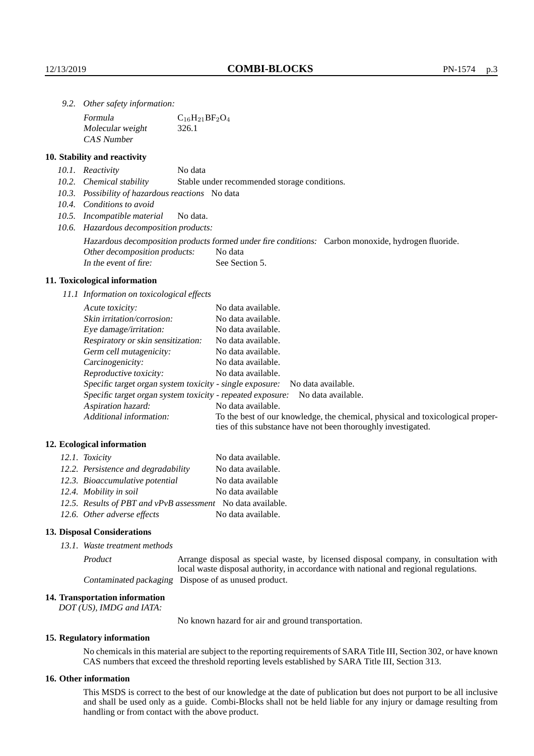*9.2. Other safety information:*

| | |
|---|---|
| *Formula* | $C_{16}H_{21}BF_2O_4$ |
| *Molecular weight* | 326.1 |
| *CAS Number* | |

## 10. Stability and reactivity

*10.1. Reactivity* No data

*10.2. Chemical stability* Stable under recommended storage conditions.

*10.3. Possibility of hazardous reactions* No data

*10.4. Conditions to avoid*

*10.5. Incompatible material* No data.

*10.6. Hazardous decomposition products:*

*Hazardous decomposition products formed under fire conditions:* Carbon monoxide, hydrogen fluoride.

*Other decomposition products:* No data

*In the event of fire:* See Section 5.

## 11. Toxicological information

*11.1 Information on toxicological effects*

| | |
|---|---|
| *Acute toxicity:* | No data available. |
| *Skin irritation/corrosion:* | No data available. |
| *Eye damage/irritation:* | No data available. |
| *Respiratory or skin sensitization:* | No data available. |
| *Germ cell mutagenicity:* | No data available. |
| *Carcinogenicity:* | No data available. |
| *Reproductive toxicity:* | No data available. |
| *Specific target organ system toxicity - single exposure:* | No data available. |
| *Specific target organ system toxicity - repeated exposure:* | No data available. |
| *Aspiration hazard:* | No data available. |
| *Additional information:* | To the best of our knowledge, the chemical, physical and toxicological properties of this substance have not been thoroughly investigated. |

## 12. Ecological information

| | |
|---|---|
| *12.1. Toxicity* | No data available. |
| *12.2. Persistence and degradability* | No data available. |
| *12.3. Bioaccumulative potential* | No data available |
| *12.4. Mobility in soil* | No data available |
| *12.5. Results of PBT and vPvB assessment* | No data available. |
| *12.6. Other adverse effects* | No data available. |

## 13. Disposal Considerations

*13.1. Waste treatment methods*

*Product* Arrange disposal as special waste, by licensed disposal company, in consultation with local waste disposal authority, in accordance with national and regional regulations.

*Contaminated packaging* Dispose of as unused product.

## 14. Transportation information

*DOT (US), IMDG and IATA:*

No known hazard for air and ground transportation.

## 15. Regulatory information

No chemicals in this material are subject to the reporting requirements of SARA Title III, Section 302, or have known CAS numbers that exceed the threshold reporting levels established by SARA Title III, Section 313.

## 16. Other information

This MSDS is correct to the best of our knowledge at the date of publication but does not purport to be all inclusive and shall be used only as a guide. Combi-Blocks shall not be held liable for any injury or damage resulting from handling or from contact with the above product.